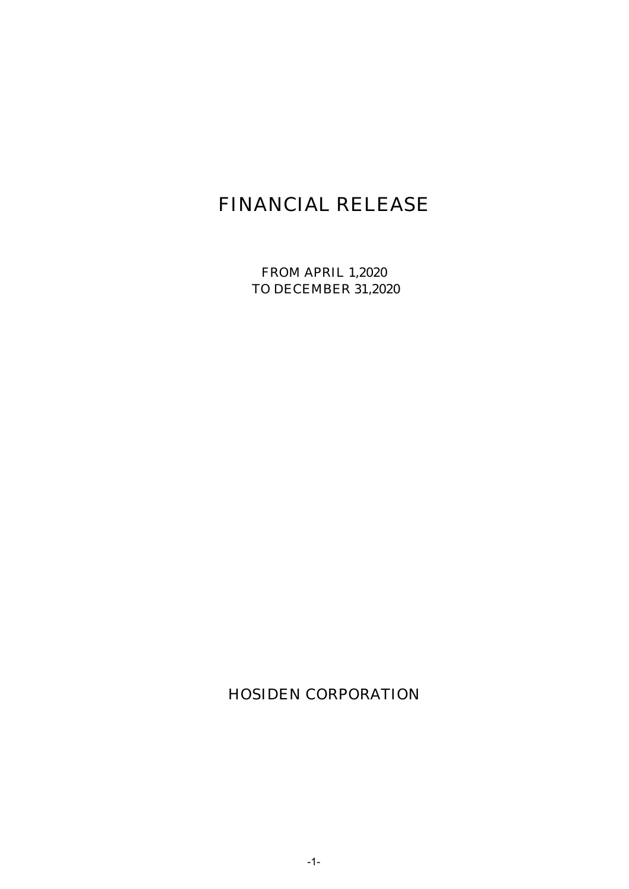# FINANCIAL RELEASE

FROM APRIL 1,2020
TO DECEMBER 31,2020

HOSIDEN CORPORATION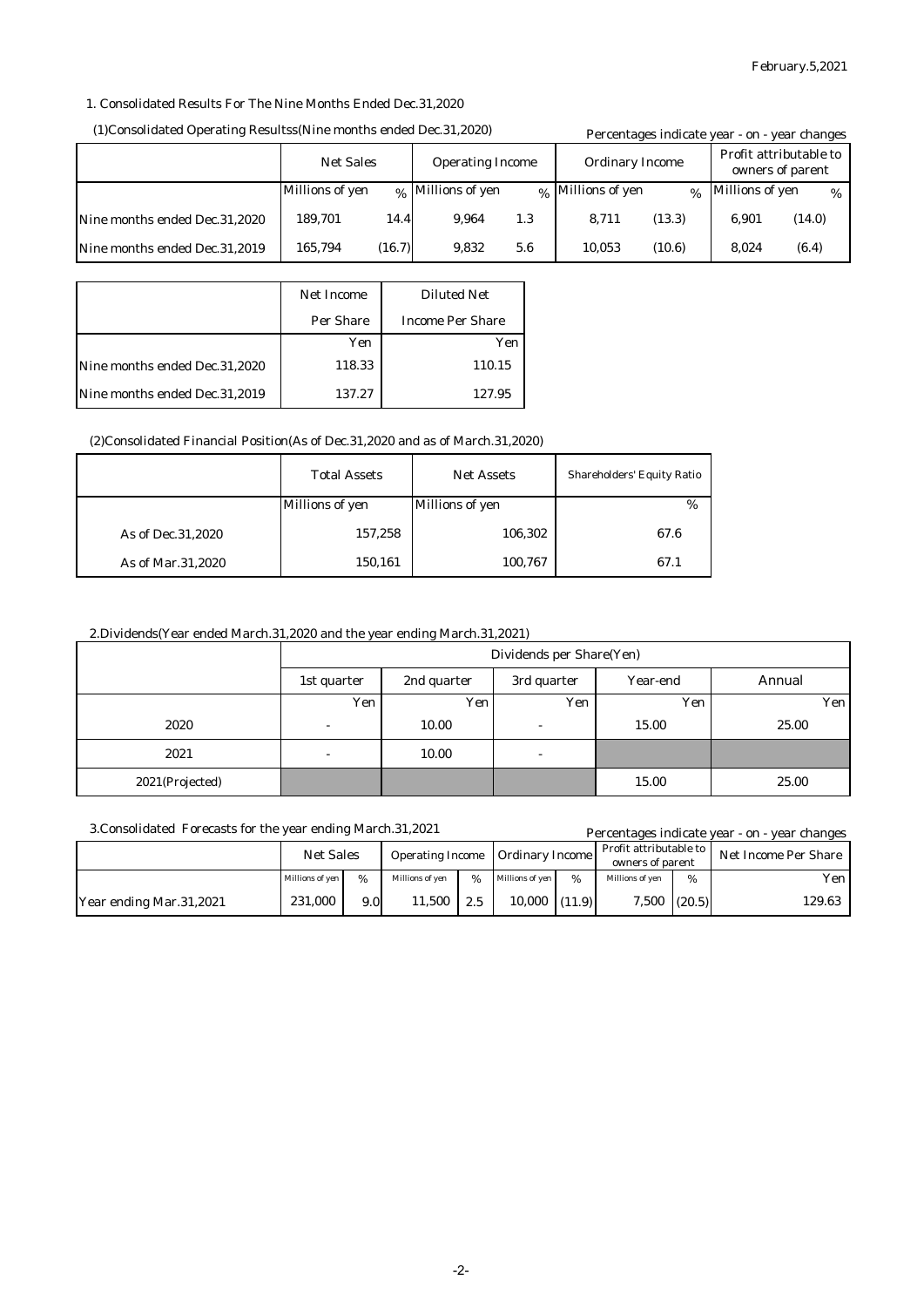February.5,2021

1. Consolidated Results For The Nine Months Ended Dec.31,2020

(1)Consolidated Operating Resultss(Nine months ended Dec.31,2020)

Percentages indicate year - on - year changes

| | Net Sales | | Operating Income | | Ordinary Income | | Profit attributable to owners of parent | |
|---|---|---|---|---|---|---|---|---|
| | Millions of yen | % | Millions of yen | % | Millions of yen | % | Millions of yen | % |
| Nine months ended Dec.31,2020 | 189,701 | 14.4 | 9,964 | 1.3 | 8,711 | (13.3) | 6,901 | (14.0) |
| Nine months ended Dec.31,2019 | 165,794 | (16.7) | 9,832 | 5.6 | 10,053 | (10.6) | 8,024 | (6.4) |

| | Net Income Per Share | Diluted Net Income Per Share |
|---|---|---|
| | Yen | Yen |
| Nine months ended Dec.31,2020 | 118.33 | 110.15 |
| Nine months ended Dec.31,2019 | 137.27 | 127.95 |

(2)Consolidated Financial Position(As of Dec.31,2020 and as of March.31,2020)

| | Total Assets | Net Assets | Shareholders' Equity Ratio |
|---|---|---|---|
| | Millions of yen | Millions of yen | % |
| As of Dec.31,2020 | 157,258 | 106,302 | 67.6 |
| As of Mar.31,2020 | 150,161 | 100,767 | 67.1 |

2.Dividends(Year ended March.31,2020 and the year ending March.31,2021)

| | Dividends per Share(Yen) | | | | |
|---|---|---|---|---|---|
| | 1st quarter | 2nd quarter | 3rd quarter | Year-end | Annual |
| | Yen | Yen | Yen | Yen | Yen |
| 2020 | - | 10.00 | - | 15.00 | 25.00 |
| 2021 | - | 10.00 | - | | |
| 2021(Projected) | | | | 15.00 | 25.00 |

3.Consolidated Forecasts for the year ending March.31,2021

Percentages indicate year - on - year changes

| | Net Sales | | Operating Income | | Ordinary Income | | Profit attributable to owners of parent | | Net Income Per Share |
|---|---|---|---|---|---|---|---|---|---|
| | Millions of yen | % | Millions of yen | % | Millions of yen | % | Millions of yen | % | Yen |
| Year ending Mar.31,2021 | 231,000 | 9.0 | 11,500 | 2.5 | 10,000 | (11.9) | 7,500 | (20.5) | 129.63 |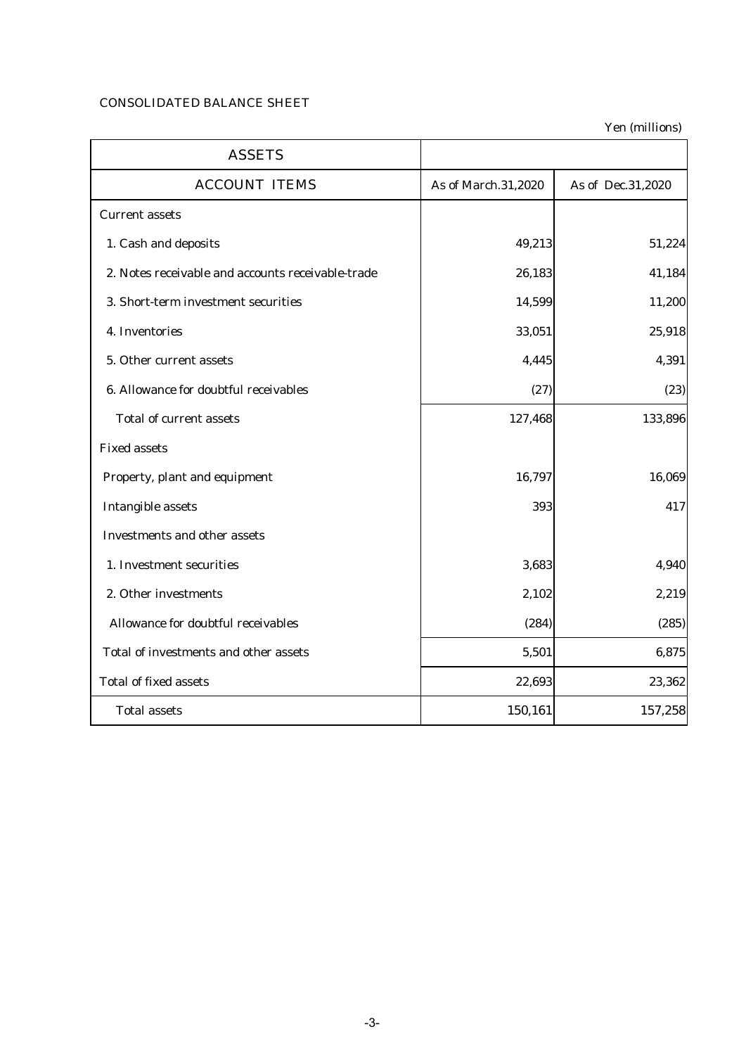CONSOLIDATED BALANCE SHEET

Yen (millions)

| ASSETS | | |
|---|---|---|
| ACCOUNT ITEMS | As of March.31,2020 | As of Dec.31,2020 |
| Current assets | | |
| 1. Cash and deposits | 49,213 | 51,224 |
| 2. Notes receivable and accounts receivable-trade | 26,183 | 41,184 |
| 3. Short-term investment securities | 14,599 | 11,200 |
| 4. Inventories | 33,051 | 25,918 |
| 5. Other current assets | 4,445 | 4,391 |
| 6. Allowance for doubtful receivables | (27) | (23) |
| Total of current assets | 127,468 | 133,896 |
| Fixed assets | | |
| Property, plant and equipment | 16,797 | 16,069 |
| Intangible assets | 393 | 417 |
| Investments and other assets | | |
| 1. Investment securities | 3,683 | 4,940 |
| 2. Other investments | 2,102 | 2,219 |
| Allowance for doubtful receivables | (284) | (285) |
| Total of investments and other assets | 5,501 | 6,875 |
| Total of fixed assets | 22,693 | 23,362 |
| Total assets | 150,161 | 157,258 |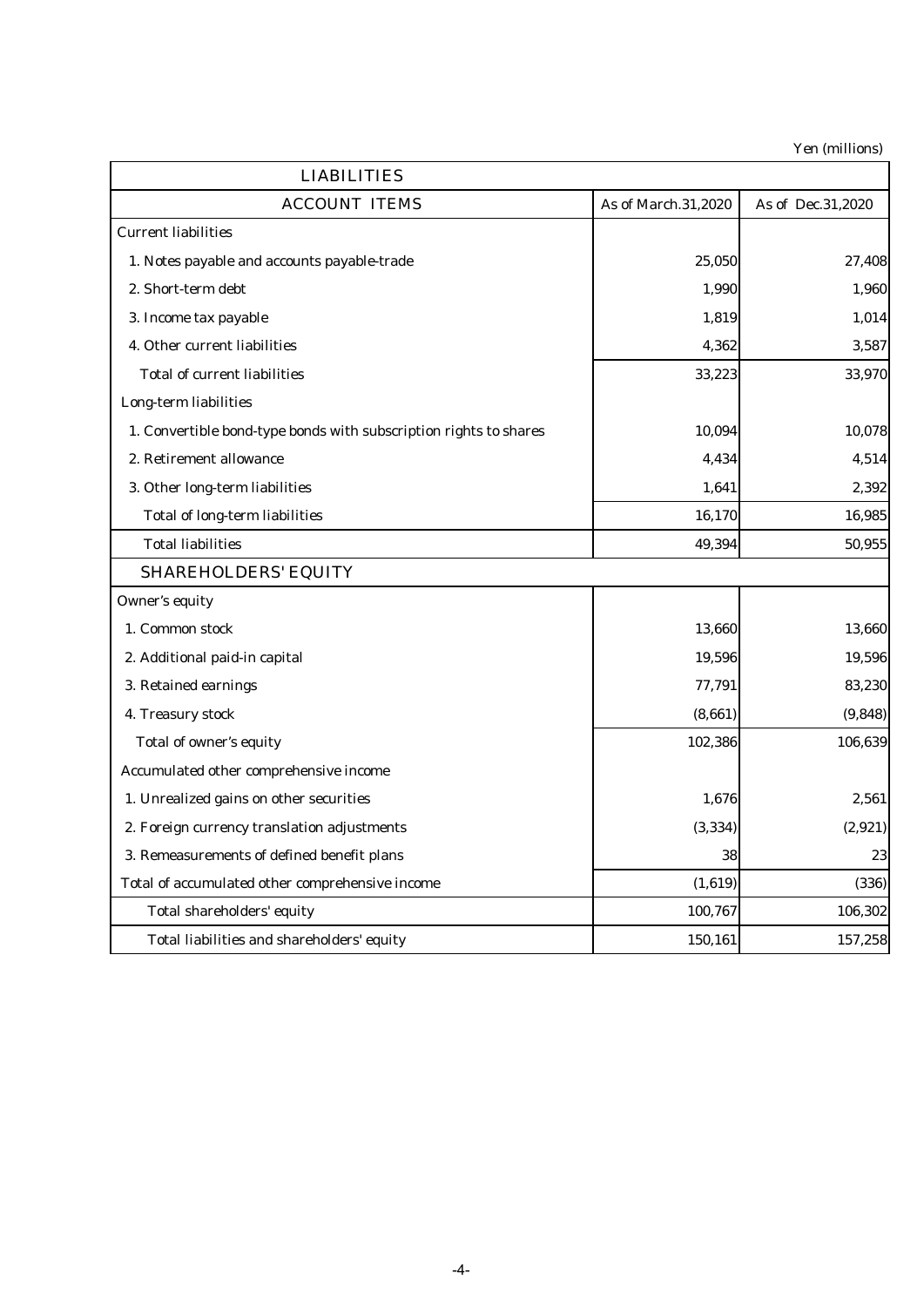Yen (millions)

| LIABILITIES | | |
|---|---|---|
| ACCOUNT ITEMS | As of March.31,2020 | As of Dec.31,2020 |
| Current liabilities | | |
| 1. Notes payable and accounts payable-trade | 25,050 | 27,408 |
| 2. Short-term debt | 1,990 | 1,960 |
| 3. Income tax payable | 1,819 | 1,014 |
| 4. Other current liabilities | 4,362 | 3,587 |
| Total of current liabilities | 33,223 | 33,970 |
| Long-term liabilities | | |
| 1. Convertible bond-type bonds with subscription rights to shares | 10,094 | 10,078 |
| 2. Retirement allowance | 4,434 | 4,514 |
| 3. Other long-term liabilities | 1,641 | 2,392 |
| Total of long-term liabilities | 16,170 | 16,985 |
| Total liabilities | 49,394 | 50,955 |
| SHAREHOLDERS' EQUITY | | |
| Owner's equity | | |
| 1. Common stock | 13,660 | 13,660 |
| 2. Additional paid-in capital | 19,596 | 19,596 |
| 3. Retained earnings | 77,791 | 83,230 |
| 4. Treasury stock | (8,661) | (9,848) |
| Total of owner's equity | 102,386 | 106,639 |
| Accumulated other comprehensive income | | |
| 1. Unrealized gains on other securities | 1,676 | 2,561 |
| 2. Foreign currency translation adjustments | (3,334) | (2,921) |
| 3. Remeasurements of defined benefit plans | 38 | 23 |
| Total of accumulated other comprehensive income | (1,619) | (336) |
| Total shareholders' equity | 100,767 | 106,302 |
| Total liabilities and shareholders' equity | 150,161 | 157,258 |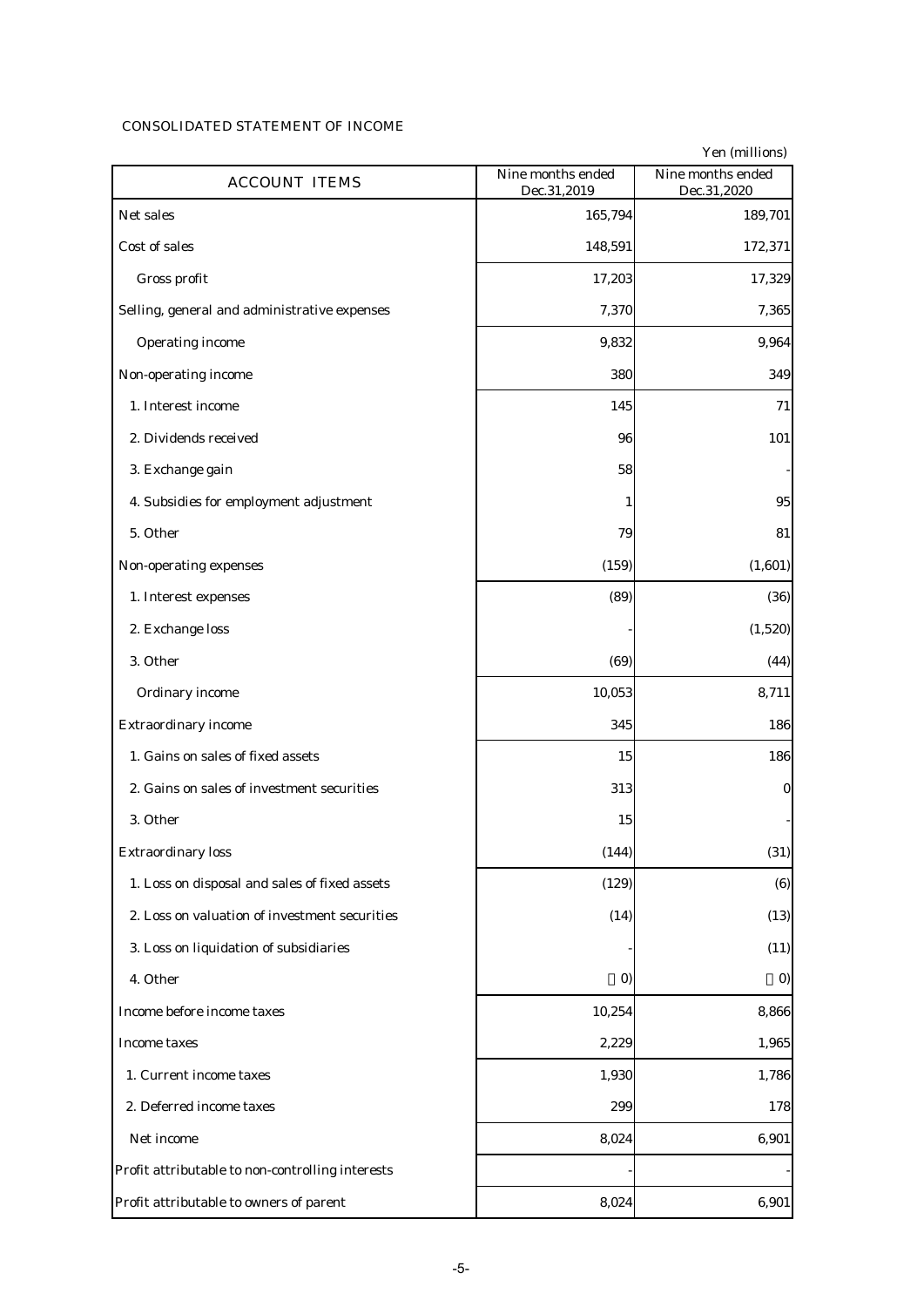CONSOLIDATED STATEMENT OF INCOME

Yen (millions)

| ACCOUNT ITEMS | Nine months ended Dec.31,2019 | Nine months ended Dec.31,2020 |
|---|---|---|
| Net sales | 165,794 | 189,701 |
| Cost of sales | 148,591 | 172,371 |
| Gross profit | 17,203 | 17,329 |
| Selling, general and administrative expenses | 7,370 | 7,365 |
| Operating income | 9,832 | 9,964 |
| Non-operating income | 380 | 349 |
| 1. Interest income | 145 | 71 |
| 2. Dividends received | 96 | 101 |
| 3. Exchange gain | 58 | - |
| 4. Subsidies for employment adjustment | 1 | 95 |
| 5. Other | 79 | 81 |
| Non-operating expenses | (159) | (1,601) |
| 1. Interest expenses | (89) | (36) |
| 2. Exchange loss | - | (1,520) |
| 3. Other | (69) | (44) |
| Ordinary income | 10,053 | 8,711 |
| Extraordinary income | 345 | 186 |
| 1. Gains on sales of fixed assets | 15 | 186 |
| 2. Gains on sales of investment securities | 313 | 0 |
| 3. Other | 15 | - |
| Extraordinary loss | (144) | (31) |
| 1. Loss on disposal and sales of fixed assets | (129) | (6) |
| 2. Loss on valuation of investment securities | (14) | (13) |
| 3. Loss on liquidation of subsidiaries | - | (11) |
| 4. Other | 0) | 0) |
| Income before income taxes | 10,254 | 8,866 |
| Income taxes | 2,229 | 1,965 |
| 1. Current income taxes | 1,930 | 1,786 |
| 2. Deferred income taxes | 299 | 178 |
| Net income | 8,024 | 6,901 |
| Profit attributable to non-controlling interests | - | - |
| Profit attributable to owners of parent | 8,024 | 6,901 |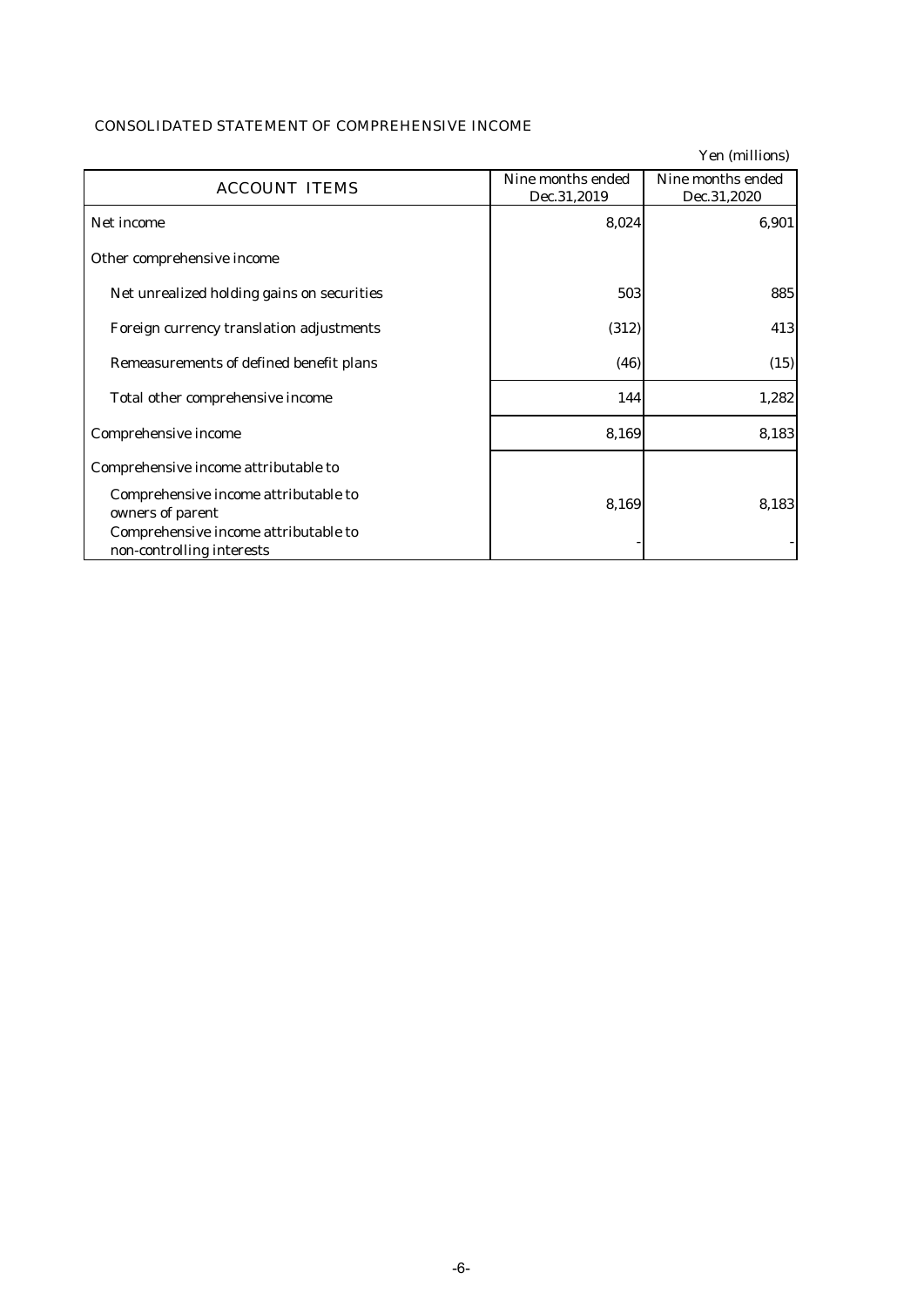CONSOLIDATED STATEMENT OF COMPREHENSIVE INCOME

Yen (millions)

| ACCOUNT ITEMS | Nine months ended Dec.31,2019 | Nine months ended Dec.31,2020 |
|---|---|---|
| Net income | 8,024 | 6,901 |
| Other comprehensive income | | |
| Net unrealized holding gains on securities | 503 | 885 |
| Foreign currency translation adjustments | (312) | 413 |
| Remeasurements of defined benefit plans | (46) | (15) |
| Total other comprehensive income | 144 | 1,282 |
| Comprehensive income | 8,169 | 8,183 |
| Comprehensive income attributable to | | |
| Comprehensive income attributable to owners of parent | 8,169 | 8,183 |
| Comprehensive income attributable to non-controlling interests | - | - |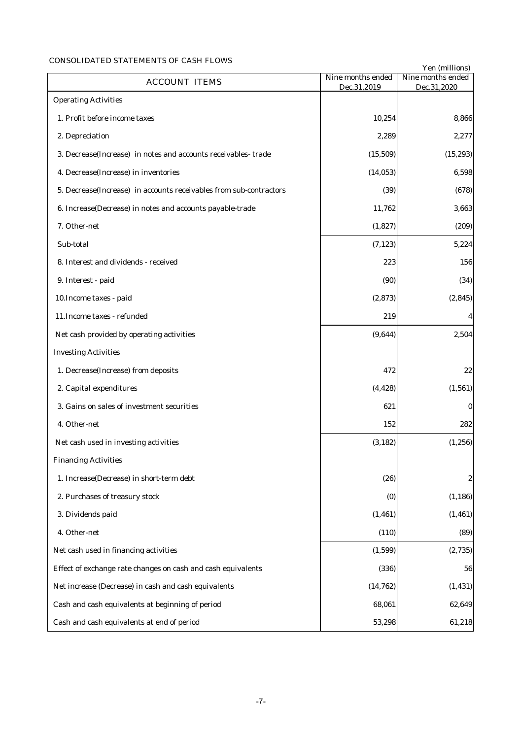CONSOLIDATED STATEMENTS OF CASH FLOWS

Yen (millions)

| ACCOUNT ITEMS | Nine months ended Dec.31,2019 | Nine months ended Dec.31,2020 |
|---|---|---|
| Operating Activities | | |
| 1. Profit before income taxes | 10,254 | 8,866 |
| 2. Depreciation | 2,289 | 2,277 |
| 3. Decrease(Increase) in notes and accounts receivables- trade | (15,509) | (15,293) |
| 4. Decrease(Increase) in inventories | (14,053) | 6,598 |
| 5. Decrease(Increase) in accounts receivables from sub-contractors | (39) | (678) |
| 6. Increase(Decrease) in notes and accounts payable-trade | 11,762 | 3,663 |
| 7. Other-net | (1,827) | (209) |
| Sub-total | (7,123) | 5,224 |
| 8. Interest and dividends - received | 223 | 156 |
| 9. Interest - paid | (90) | (34) |
| 10.Income taxes - paid | (2,873) | (2,845) |
| 11.Income taxes - refunded | 219 | 4 |
| Net cash provided by operating activities | (9,644) | 2,504 |
| Investing Activities | | |
| 1. Decrease(Increase) from deposits | 472 | 22 |
| 2. Capital expenditures | (4,428) | (1,561) |
| 3. Gains on sales of investment securities | 621 | 0 |
| 4. Other-net | 152 | 282 |
| Net cash used in investing activities | (3,182) | (1,256) |
| Financing Activities | | |
| 1. Increase(Decrease) in short-term debt | (26) | 2 |
| 2. Purchases of treasury stock | (0) | (1,186) |
| 3. Dividends paid | (1,461) | (1,461) |
| 4. Other-net | (110) | (89) |
| Net cash used in financing activities | (1,599) | (2,735) |
| Effect of exchange rate changes on cash and cash equivalents | (336) | 56 |
| Net increase (Decrease) in cash and cash equivalents | (14,762) | (1,431) |
| Cash and cash equivalents at beginning of period | 68,061 | 62,649 |
| Cash and cash equivalents at end of period | 53,298 | 61,218 |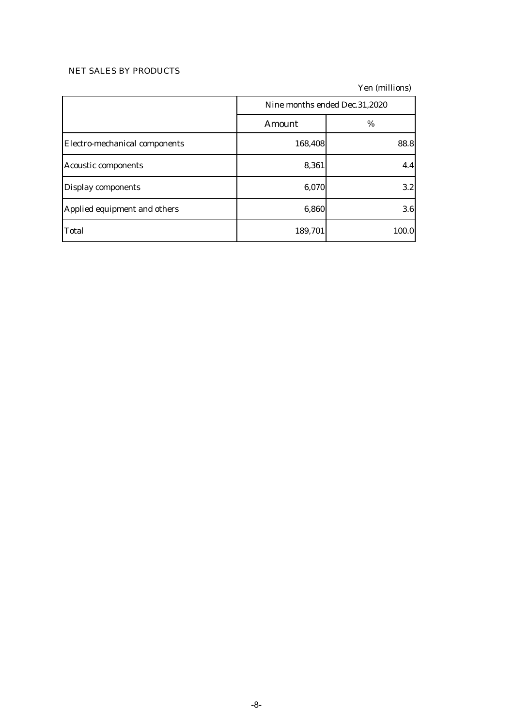NET SALES BY PRODUCTS

Yen (millions)

| | Nine months ended Dec.31,2020 | |
| --- | --- | --- |
| | Amount | % |
| Electro-mechanical components | 168,408 | 88.8 |
| Acoustic components | 8,361 | 4.4 |
| Display components | 6,070 | 3.2 |
| Applied equipment and others | 6,860 | 3.6 |
| Total | 189,701 | 100.0 |